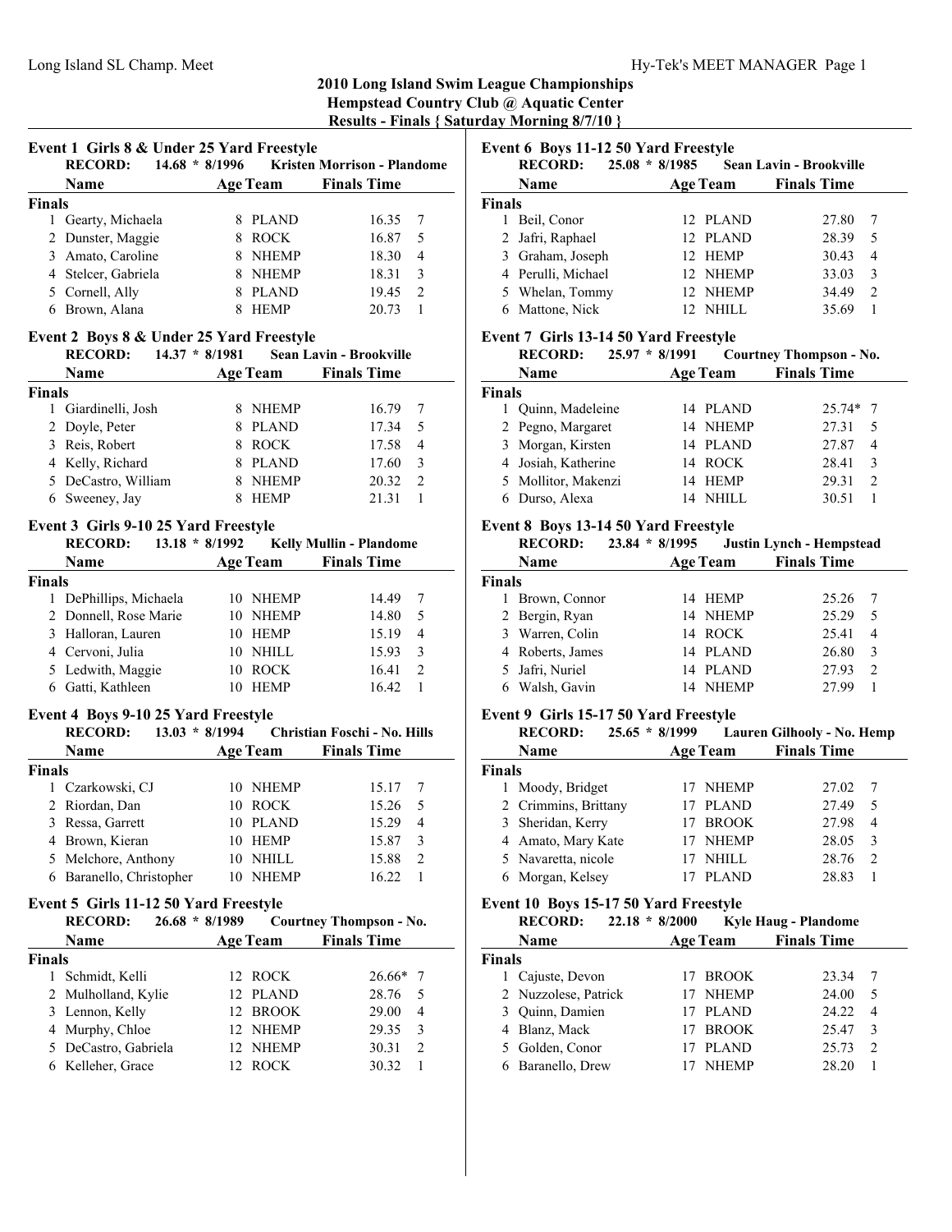# 2010 Long Island Swim League Championships
## Hempstead Country Club @ Aquatic Center
### Results - Finals { Saturday Morning 8/7/10 }

**Event 1 Girls 8 & Under 25 Yard Freestyle**

RECORD: 14.68 * 8/1996 Kristen Morrison - Plandome

| | Name | Age | Team | Finals Time | |
|---|---|---|---|---|---|
| **Finals** | | | | | |
| 1 | Gearty, Michaela | 8 | PLAND | 16.35 | 7 |
| 2 | Dunster, Maggie | 8 | ROCK | 16.87 | 5 |
| 3 | Amato, Caroline | 8 | NHEMP | 18.30 | 4 |
| 4 | Stelcer, Gabriela | 8 | NHEMP | 18.31 | 3 |
| 5 | Cornell, Ally | 8 | PLAND | 19.45 | 2 |
| 6 | Brown, Alana | 8 | HEMP | 20.73 | 1 |

**Event 2 Boys 8 & Under 25 Yard Freestyle**

RECORD: 14.37 * 8/1981 Sean Lavin - Brookville

| | Name | Age | Team | Finals Time | |
|---|---|---|---|---|---|
| **Finals** | | | | | |
| 1 | Giardinelli, Josh | 8 | NHEMP | 16.79 | 7 |
| 2 | Doyle, Peter | 8 | PLAND | 17.34 | 5 |
| 3 | Reis, Robert | 8 | ROCK | 17.58 | 4 |
| 4 | Kelly, Richard | 8 | PLAND | 17.60 | 3 |
| 5 | DeCastro, William | 8 | NHEMP | 20.32 | 2 |
| 6 | Sweeney, Jay | 8 | HEMP | 21.31 | 1 |

**Event 3 Girls 9-10 25 Yard Freestyle**

RECORD: 13.18 * 8/1992 Kelly Mullin - Plandome

| | Name | Age | Team | Finals Time | |
|---|---|---|---|---|---|
| **Finals** | | | | | |
| 1 | DePhillips, Michaela | 10 | NHEMP | 14.49 | 7 |
| 2 | Donnell, Rose Marie | 10 | NHEMP | 14.80 | 5 |
| 3 | Halloran, Lauren | 10 | HEMP | 15.19 | 4 |
| 4 | Cervoni, Julia | 10 | NHILL | 15.93 | 3 |
| 5 | Ledwith, Maggie | 10 | ROCK | 16.41 | 2 |
| 6 | Gatti, Kathleen | 10 | HEMP | 16.42 | 1 |

**Event 4 Boys 9-10 25 Yard Freestyle**

RECORD: 13.03 * 8/1994 Christian Foschi - No. Hills

| | Name | Age | Team | Finals Time | |
|---|---|---|---|---|---|
| **Finals** | | | | | |
| 1 | Czarkowski, CJ | 10 | NHEMP | 15.17 | 7 |
| 2 | Riordan, Dan | 10 | ROCK | 15.26 | 5 |
| 3 | Ressa, Garrett | 10 | PLAND | 15.29 | 4 |
| 4 | Brown, Kieran | 10 | HEMP | 15.87 | 3 |
| 5 | Melchore, Anthony | 10 | NHILL | 15.88 | 2 |
| 6 | Baranello, Christopher | 10 | NHEMP | 16.22 | 1 |

**Event 5 Girls 11-12 50 Yard Freestyle**

RECORD: 26.68 * 8/1989 Courtney Thompson - No.

| | Name | Age | Team | Finals Time | |
|---|---|---|---|---|---|
| **Finals** | | | | | |
| 1 | Schmidt, Kelli | 12 | ROCK | 26.66* | 7 |
| 2 | Mulholland, Kylie | 12 | PLAND | 28.76 | 5 |
| 3 | Lennon, Kelly | 12 | BROOK | 29.00 | 4 |
| 4 | Murphy, Chloe | 12 | NHEMP | 29.35 | 3 |
| 5 | DeCastro, Gabriela | 12 | NHEMP | 30.31 | 2 |
| 6 | Kelleher, Grace | 12 | ROCK | 30.32 | 1 |

**Event 6 Boys 11-12 50 Yard Freestyle**

RECORD: 25.08 * 8/1985 Sean Lavin - Brookville

| | Name | Age | Team | Finals Time | |
|---|---|---|---|---|---|
| **Finals** | | | | | |
| 1 | Beil, Conor | 12 | PLAND | 27.80 | 7 |
| 2 | Jafri, Raphael | 12 | PLAND | 28.39 | 5 |
| 3 | Graham, Joseph | 12 | HEMP | 30.43 | 4 |
| 4 | Perulli, Michael | 12 | NHEMP | 33.03 | 3 |
| 5 | Whelan, Tommy | 12 | NHEMP | 34.49 | 2 |
| 6 | Mattone, Nick | 12 | NHILL | 35.69 | 1 |

**Event 7 Girls 13-14 50 Yard Freestyle**

RECORD: 25.97 * 8/1991 Courtney Thompson - No.

| | Name | Age | Team | Finals Time | |
|---|---|---|---|---|---|
| **Finals** | | | | | |
| 1 | Quinn, Madeleine | 14 | PLAND | 25.74* | 7 |
| 2 | Pegno, Margaret | 14 | NHEMP | 27.31 | 5 |
| 3 | Morgan, Kirsten | 14 | PLAND | 27.87 | 4 |
| 4 | Josiah, Katherine | 14 | ROCK | 28.41 | 3 |
| 5 | Mollitor, Makenzi | 14 | HEMP | 29.31 | 2 |
| 6 | Durso, Alexa | 14 | NHILL | 30.51 | 1 |

**Event 8 Boys 13-14 50 Yard Freestyle**

RECORD: 23.84 * 8/1995 Justin Lynch - Hempstead

| | Name | Age | Team | Finals Time | |
|---|---|---|---|---|---|
| **Finals** | | | | | |
| 1 | Brown, Connor | 14 | HEMP | 25.26 | 7 |
| 2 | Bergin, Ryan | 14 | NHEMP | 25.29 | 5 |
| 3 | Warren, Colin | 14 | ROCK | 25.41 | 4 |
| 4 | Roberts, James | 14 | PLAND | 26.80 | 3 |
| 5 | Jafri, Nuriel | 14 | PLAND | 27.93 | 2 |
| 6 | Walsh, Gavin | 14 | NHEMP | 27.99 | 1 |

**Event 9 Girls 15-17 50 Yard Freestyle**

RECORD: 25.65 * 8/1999 Lauren Gilhooly - No. Hemp

| | Name | Age | Team | Finals Time | |
|---|---|---|---|---|---|
| **Finals** | | | | | |
| 1 | Moody, Bridget | 17 | NHEMP | 27.02 | 7 |
| 2 | Crimmins, Brittany | 17 | PLAND | 27.49 | 5 |
| 3 | Sheridan, Kerry | 17 | BROOK | 27.98 | 4 |
| 4 | Amato, Mary Kate | 17 | NHEMP | 28.05 | 3 |
| 5 | Navaretta, nicole | 17 | NHILL | 28.76 | 2 |
| 6 | Morgan, Kelsey | 17 | PLAND | 28.83 | 1 |

**Event 10 Boys 15-17 50 Yard Freestyle**

RECORD: 22.18 * 8/2000 Kyle Haug - Plandome

| | Name | Age | Team | Finals Time | |
|---|---|---|---|---|---|
| **Finals** | | | | | |
| 1 | Cajuste, Devon | 17 | BROOK | 23.34 | 7 |
| 2 | Nuzzolese, Patrick | 17 | NHEMP | 24.00 | 5 |
| 3 | Quinn, Damien | 17 | PLAND | 24.22 | 4 |
| 4 | Blanz, Mack | 17 | BROOK | 25.47 | 3 |
| 5 | Golden, Conor | 17 | PLAND | 25.73 | 2 |
| 6 | Baranello, Drew | 17 | NHEMP | 28.20 | 1 |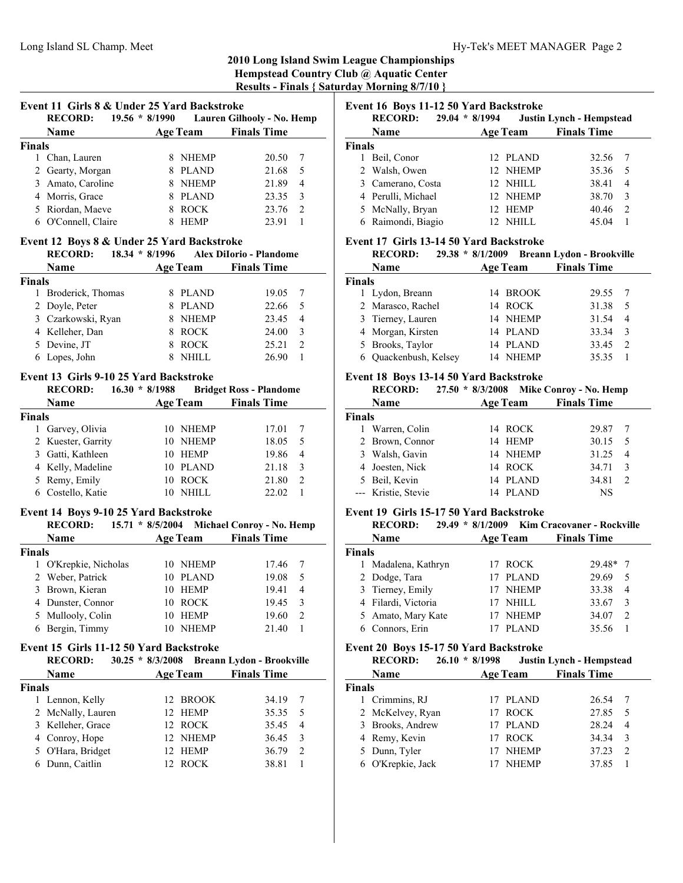# 2010 Long Island Swim League Championships
## Hempstead Country Club @ Aquatic Center
### Results - Finals { Saturday Morning 8/7/10 }

### Event 11 Girls 8 & Under 25 Yard Backstroke

**RECORD:** 19.56 * 8/1990 Lauren Gilhooly - No. Hemp

| | Name | Age | Team | Finals Time | |
|---|---|---|---|---|---|
| **Finals** | | | | | |
| 1 | Chan, Lauren | 8 | NHEMP | 20.50 | 7 |
| 2 | Gearty, Morgan | 8 | PLAND | 21.68 | 5 |
| 3 | Amato, Caroline | 8 | NHEMP | 21.89 | 4 |
| 4 | Morris, Grace | 8 | PLAND | 23.35 | 3 |
| 5 | Riordan, Maeve | 8 | ROCK | 23.76 | 2 |
| 6 | O'Connell, Claire | 8 | HEMP | 23.91 | 1 |

### Event 12 Boys 8 & Under 25 Yard Backstroke

**RECORD:** 18.34 * 8/1996 Alex DiIorio - Plandome

| | Name | Age | Team | Finals Time | |
|---|---|---|---|---|---|
| **Finals** | | | | | |
| 1 | Broderick, Thomas | 8 | PLAND | 19.05 | 7 |
| 2 | Doyle, Peter | 8 | PLAND | 22.66 | 5 |
| 3 | Czarkowski, Ryan | 8 | NHEMP | 23.45 | 4 |
| 4 | Kelleher, Dan | 8 | ROCK | 24.00 | 3 |
| 5 | Devine, JT | 8 | ROCK | 25.21 | 2 |
| 6 | Lopes, John | 8 | NHILL | 26.90 | 1 |

### Event 13 Girls 9-10 25 Yard Backstroke

**RECORD:** 16.30 * 8/1988 Bridget Ross - Plandome

| | Name | Age | Team | Finals Time | |
|---|---|---|---|---|---|
| **Finals** | | | | | |
| 1 | Garvey, Olivia | 10 | NHEMP | 17.01 | 7 |
| 2 | Kuester, Garrity | 10 | NHEMP | 18.05 | 5 |
| 3 | Gatti, Kathleen | 10 | HEMP | 19.86 | 4 |
| 4 | Kelly, Madeline | 10 | PLAND | 21.18 | 3 |
| 5 | Remy, Emily | 10 | ROCK | 21.80 | 2 |
| 6 | Costello, Katie | 10 | NHILL | 22.02 | 1 |

### Event 14 Boys 9-10 25 Yard Backstroke

**RECORD:** 15.71 * 8/5/2004 Michael Conroy - No. Hemp

| | Name | Age | Team | Finals Time | |
|---|---|---|---|---|---|
| **Finals** | | | | | |
| 1 | O'Krepkie, Nicholas | 10 | NHEMP | 17.46 | 7 |
| 2 | Weber, Patrick | 10 | PLAND | 19.08 | 5 |
| 3 | Brown, Kieran | 10 | HEMP | 19.41 | 4 |
| 4 | Dunster, Connor | 10 | ROCK | 19.45 | 3 |
| 5 | Mullooly, Colin | 10 | HEMP | 19.60 | 2 |
| 6 | Bergin, Timmy | 10 | NHEMP | 21.40 | 1 |

### Event 15 Girls 11-12 50 Yard Backstroke

**RECORD:** 30.25 * 8/3/2008 Breann Lydon - Brookville

| | Name | Age | Team | Finals Time | |
|---|---|---|---|---|---|
| **Finals** | | | | | |
| 1 | Lennon, Kelly | 12 | BROOK | 34.19 | 7 |
| 2 | McNally, Lauren | 12 | HEMP | 35.35 | 5 |
| 3 | Kelleher, Grace | 12 | ROCK | 35.45 | 4 |
| 4 | Conroy, Hope | 12 | NHEMP | 36.45 | 3 |
| 5 | O'Hara, Bridget | 12 | HEMP | 36.79 | 2 |
| 6 | Dunn, Caitlin | 12 | ROCK | 38.81 | 1 |

### Event 16 Boys 11-12 50 Yard Backstroke

**RECORD:** 29.04 * 8/1994 Justin Lynch - Hempstead

| | Name | Age | Team | Finals Time | |
|---|---|---|---|---|---|
| **Finals** | | | | | |
| 1 | Beil, Conor | 12 | PLAND | 32.56 | 7 |
| 2 | Walsh, Owen | 12 | NHEMP | 35.36 | 5 |
| 3 | Camerano, Costa | 12 | NHILL | 38.41 | 4 |
| 4 | Perulli, Michael | 12 | NHEMP | 38.70 | 3 |
| 5 | McNally, Bryan | 12 | HEMP | 40.46 | 2 |
| 6 | Raimondi, Biagio | 12 | NHILL | 45.04 | 1 |

### Event 17 Girls 13-14 50 Yard Backstroke

**RECORD:** 29.38 * 8/1/2009 Breann Lydon - Brookville

| | Name | Age | Team | Finals Time | |
|---|---|---|---|---|---|
| **Finals** | | | | | |
| 1 | Lydon, Breann | 14 | BROOK | 29.55 | 7 |
| 2 | Marasco, Rachel | 14 | ROCK | 31.38 | 5 |
| 3 | Tierney, Lauren | 14 | NHEMP | 31.54 | 4 |
| 4 | Morgan, Kirsten | 14 | PLAND | 33.34 | 3 |
| 5 | Brooks, Taylor | 14 | PLAND | 33.45 | 2 |
| 6 | Quackenbush, Kelsey | 14 | NHEMP | 35.35 | 1 |

### Event 18 Boys 13-14 50 Yard Backstroke

**RECORD:** 27.50 * 8/3/2008 Mike Conroy - No. Hemp

| | Name | Age | Team | Finals Time | |
|---|---|---|---|---|---|
| **Finals** | | | | | |
| 1 | Warren, Colin | 14 | ROCK | 29.87 | 7 |
| 2 | Brown, Connor | 14 | HEMP | 30.15 | 5 |
| 3 | Walsh, Gavin | 14 | NHEMP | 31.25 | 4 |
| 4 | Joesten, Nick | 14 | ROCK | 34.71 | 3 |
| 5 | Beil, Kevin | 14 | PLAND | 34.81 | 2 |
| --- | Kristie, Stevie | 14 | PLAND | NS | |

### Event 19 Girls 15-17 50 Yard Backstroke

**RECORD:** 29.49 * 8/1/2009 Kim Cracovaner - Rockville

| | Name | Age | Team | Finals Time | |
|---|---|---|---|---|---|
| **Finals** | | | | | |
| 1 | Madalena, Kathryn | 17 | ROCK | 29.48* | 7 |
| 2 | Dodge, Tara | 17 | PLAND | 29.69 | 5 |
| 3 | Tierney, Emily | 17 | NHEMP | 33.38 | 4 |
| 4 | Filardi, Victoria | 17 | NHILL | 33.67 | 3 |
| 5 | Amato, Mary Kate | 17 | NHEMP | 34.07 | 2 |
| 6 | Connors, Erin | 17 | PLAND | 35.56 | 1 |

### Event 20 Boys 15-17 50 Yard Backstroke

**RECORD:** 26.10 * 8/1998 Justin Lynch - Hempstead

| | Name | Age | Team | Finals Time | |
|---|---|---|---|---|---|
| **Finals** | | | | | |
| 1 | Crimmins, RJ | 17 | PLAND | 26.54 | 7 |
| 2 | McKelvey, Ryan | 17 | ROCK | 27.85 | 5 |
| 3 | Brooks, Andrew | 17 | PLAND | 28.24 | 4 |
| 4 | Remy, Kevin | 17 | ROCK | 34.34 | 3 |
| 5 | Dunn, Tyler | 17 | NHEMP | 37.23 | 2 |
| 6 | O'Krepkie, Jack | 17 | NHEMP | 37.85 | 1 |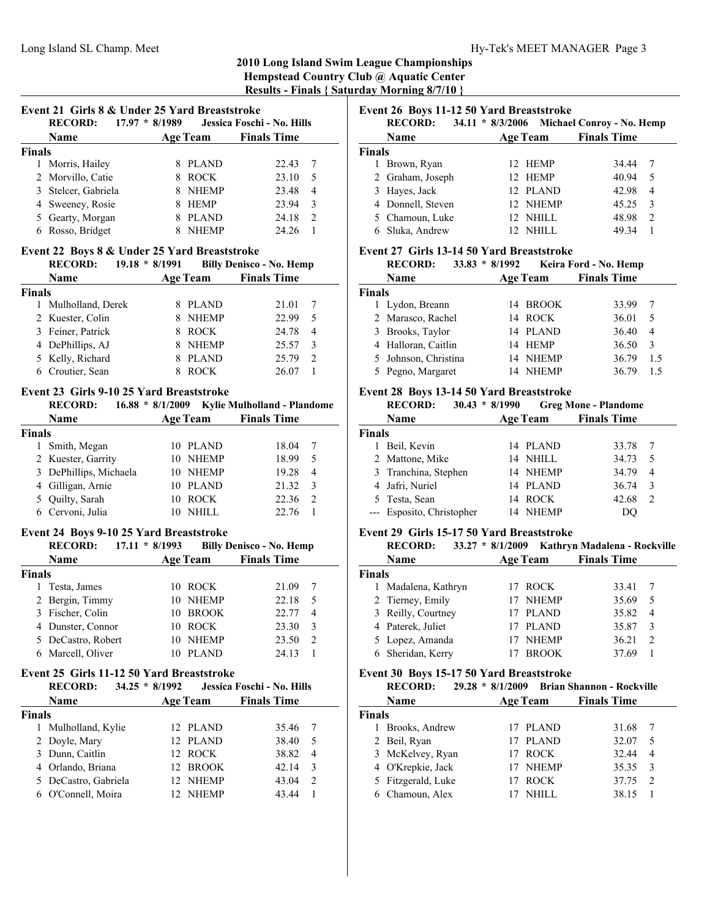## 2010 Long Island Swim League Championships
## Hempstead Country Club @ Aquatic Center
## Results - Finals { Saturday Morning 8/7/10 }

### Event 21 Girls 8 & Under 25 Yard Breaststroke

**RECORD:** 17.97 * 8/1989 Jessica Foschi - No. Hills

| | Name | Age | Team | Finals Time | |
|---|---|---|---|---|---|
| **Finals** | | | | | |
| 1 | Morris, Hailey | 8 | PLAND | 22.43 | 7 |
| 2 | Morvillo, Catie | 8 | ROCK | 23.10 | 5 |
| 3 | Stelcer, Gabriela | 8 | NHEMP | 23.48 | 4 |
| 4 | Sweeney, Rosie | 8 | HEMP | 23.94 | 3 |
| 5 | Gearty, Morgan | 8 | PLAND | 24.18 | 2 |
| 6 | Rosso, Bridget | 8 | NHEMP | 24.26 | 1 |

### Event 22 Boys 8 & Under 25 Yard Breaststroke

**RECORD:** 19.18 * 8/1991 Billy Denisco - No. Hemp

| | Name | Age | Team | Finals Time | |
|---|---|---|---|---|---|
| **Finals** | | | | | |
| 1 | Mulholland, Derek | 8 | PLAND | 21.01 | 7 |
| 2 | Kuester, Colin | 8 | NHEMP | 22.99 | 5 |
| 3 | Feiner, Patrick | 8 | ROCK | 24.78 | 4 |
| 4 | DePhillips, AJ | 8 | NHEMP | 25.57 | 3 |
| 5 | Kelly, Richard | 8 | PLAND | 25.79 | 2 |
| 6 | Croutier, Sean | 8 | ROCK | 26.07 | 1 |

### Event 23 Girls 9-10 25 Yard Breaststroke

**RECORD:** 16.88 * 8/1/2009 Kylie Mulholland - Plandome

| | Name | Age | Team | Finals Time | |
|---|---|---|---|---|---|
| **Finals** | | | | | |
| 1 | Smith, Megan | 10 | PLAND | 18.04 | 7 |
| 2 | Kuester, Garrity | 10 | NHEMP | 18.99 | 5 |
| 3 | DePhillips, Michaela | 10 | NHEMP | 19.28 | 4 |
| 4 | Gilligan, Arnie | 10 | PLAND | 21.32 | 3 |
| 5 | Quilty, Sarah | 10 | ROCK | 22.36 | 2 |
| 6 | Cervoni, Julia | 10 | NHILL | 22.76 | 1 |

### Event 24 Boys 9-10 25 Yard Breaststroke

**RECORD:** 17.11 * 8/1993 Billy Denisco - No. Hemp

| | Name | Age | Team | Finals Time | |
|---|---|---|---|---|---|
| **Finals** | | | | | |
| 1 | Testa, James | 10 | ROCK | 21.09 | 7 |
| 2 | Bergin, Timmy | 10 | NHEMP | 22.18 | 5 |
| 3 | Fischer, Colin | 10 | BROOK | 22.77 | 4 |
| 4 | Dunster, Connor | 10 | ROCK | 23.30 | 3 |
| 5 | DeCastro, Robert | 10 | NHEMP | 23.50 | 2 |
| 6 | Marcell, Oliver | 10 | PLAND | 24.13 | 1 |

### Event 25 Girls 11-12 50 Yard Breaststroke

**RECORD:** 34.25 * 8/1992 Jessica Foschi - No. Hills

| | Name | Age | Team | Finals Time | |
|---|---|---|---|---|---|
| **Finals** | | | | | |
| 1 | Mulholland, Kylie | 12 | PLAND | 35.46 | 7 |
| 2 | Doyle, Mary | 12 | PLAND | 38.40 | 5 |
| 3 | Dunn, Caitlin | 12 | ROCK | 38.82 | 4 |
| 4 | Orlando, Briana | 12 | BROOK | 42.14 | 3 |
| 5 | DeCastro, Gabriela | 12 | NHEMP | 43.04 | 2 |
| 6 | O'Connell, Moira | 12 | NHEMP | 43.44 | 1 |

### Event 26 Boys 11-12 50 Yard Breaststroke

**RECORD:** 34.11 * 8/3/2006 Michael Conroy - No. Hemp

| | Name | Age | Team | Finals Time | |
|---|---|---|---|---|---|
| **Finals** | | | | | |
| 1 | Brown, Ryan | 12 | HEMP | 34.44 | 7 |
| 2 | Graham, Joseph | 12 | HEMP | 40.94 | 5 |
| 3 | Hayes, Jack | 12 | PLAND | 42.98 | 4 |
| 4 | Donnell, Steven | 12 | NHEMP | 45.25 | 3 |
| 5 | Chamoun, Luke | 12 | NHILL | 48.98 | 2 |
| 6 | Sluka, Andrew | 12 | NHILL | 49.34 | 1 |

### Event 27 Girls 13-14 50 Yard Breaststroke

**RECORD:** 33.83 * 8/1992 Keira Ford - No. Hemp

| | Name | Age | Team | Finals Time | |
|---|---|---|---|---|---|
| **Finals** | | | | | |
| 1 | Lydon, Breann | 14 | BROOK | 33.99 | 7 |
| 2 | Marasco, Rachel | 14 | ROCK | 36.01 | 5 |
| 3 | Brooks, Taylor | 14 | PLAND | 36.40 | 4 |
| 4 | Halloran, Caitlin | 14 | HEMP | 36.50 | 3 |
| 5 | Johnson, Christina | 14 | NHEMP | 36.79 | 1.5 |
| 5 | Pegno, Margaret | 14 | NHEMP | 36.79 | 1.5 |

### Event 28 Boys 13-14 50 Yard Breaststroke

**RECORD:** 30.43 * 8/1990 Greg Mone - Plandome

| | Name | Age | Team | Finals Time | |
|---|---|---|---|---|---|
| **Finals** | | | | | |
| 1 | Beil, Kevin | 14 | PLAND | 33.78 | 7 |
| 2 | Mattone, Mike | 14 | NHILL | 34.73 | 5 |
| 3 | Tranchina, Stephen | 14 | NHEMP | 34.79 | 4 |
| 4 | Jafri, Nuriel | 14 | PLAND | 36.74 | 3 |
| 5 | Testa, Sean | 14 | ROCK | 42.68 | 2 |
| --- | Esposito, Christopher | 14 | NHEMP | DQ | |

### Event 29 Girls 15-17 50 Yard Breaststroke

**RECORD:** 33.27 * 8/1/2009 Kathryn Madalena - Rockville

| | Name | Age | Team | Finals Time | |
|---|---|---|---|---|---|
| **Finals** | | | | | |
| 1 | Madalena, Kathryn | 17 | ROCK | 33.41 | 7 |
| 2 | Tierney, Emily | 17 | NHEMP | 35.69 | 5 |
| 3 | Reilly, Courtney | 17 | PLAND | 35.82 | 4 |
| 4 | Paterek, Juliet | 17 | PLAND | 35.87 | 3 |
| 5 | Lopez, Amanda | 17 | NHEMP | 36.21 | 2 |
| 6 | Sheridan, Kerry | 17 | BROOK | 37.69 | 1 |

### Event 30 Boys 15-17 50 Yard Breaststroke

**RECORD:** 29.28 * 8/1/2009 Brian Shannon - Rockville

| | Name | Age | Team | Finals Time | |
|---|---|---|---|---|---|
| **Finals** | | | | | |
| 1 | Brooks, Andrew | 17 | PLAND | 31.68 | 7 |
| 2 | Beil, Ryan | 17 | PLAND | 32.07 | 5 |
| 3 | McKelvey, Ryan | 17 | ROCK | 32.44 | 4 |
| 4 | O'Krepkie, Jack | 17 | NHEMP | 35.35 | 3 |
| 5 | Fitzgerald, Luke | 17 | ROCK | 37.75 | 2 |
| 6 | Chamoun, Alex | 17 | NHILL | 38.15 | 1 |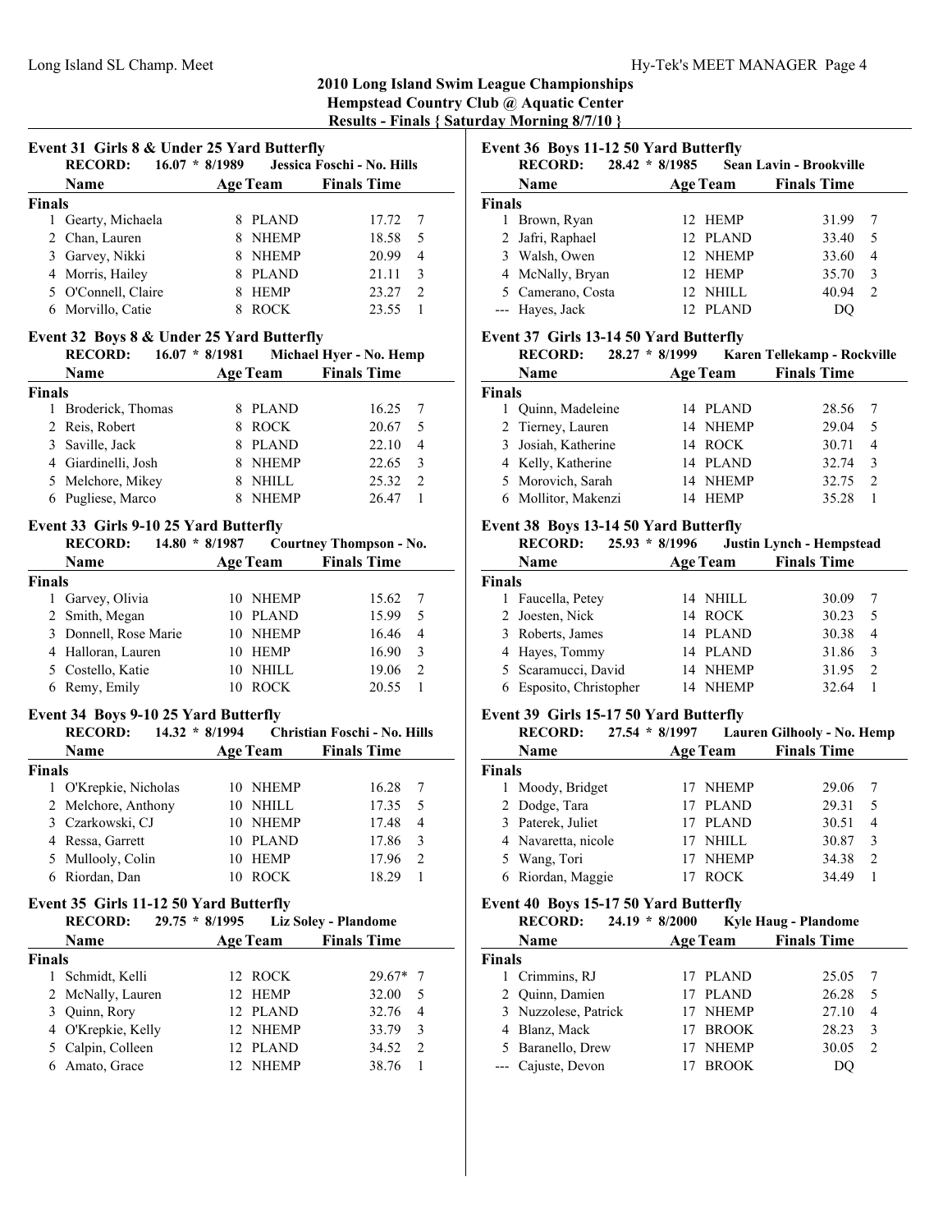## 2010 Long Island Swim League Championships

**Hempstead Country Club @ Aquatic Center**

**Results - Finals { Saturday Morning 8/7/10 }**

### Event 31 Girls 8 & Under 25 Yard Butterfly

**RECORD: 16.07 * 8/1989 Jessica Foschi - No. Hills**

| | Name | Age | Team | Finals Time | |
|---|---|---|---|---|---|
| **Finals** | | | | | |
| 1 | Gearty, Michaela | 8 | PLAND | 17.72 | 7 |
| 2 | Chan, Lauren | 8 | NHEMP | 18.58 | 5 |
| 3 | Garvey, Nikki | 8 | NHEMP | 20.99 | 4 |
| 4 | Morris, Hailey | 8 | PLAND | 21.11 | 3 |
| 5 | O'Connell, Claire | 8 | HEMP | 23.27 | 2 |
| 6 | Morvillo, Catie | 8 | ROCK | 23.55 | 1 |

### Event 32 Boys 8 & Under 25 Yard Butterfly

**RECORD: 16.07 * 8/1981 Michael Hyer - No. Hemp**

| | Name | Age | Team | Finals Time | |
|---|---|---|---|---|---|
| **Finals** | | | | | |
| 1 | Broderick, Thomas | 8 | PLAND | 16.25 | 7 |
| 2 | Reis, Robert | 8 | ROCK | 20.67 | 5 |
| 3 | Saville, Jack | 8 | PLAND | 22.10 | 4 |
| 4 | Giardinelli, Josh | 8 | NHEMP | 22.65 | 3 |
| 5 | Melchore, Mikey | 8 | NHILL | 25.32 | 2 |
| 6 | Pugliese, Marco | 8 | NHEMP | 26.47 | 1 |

### Event 33 Girls 9-10 25 Yard Butterfly

**RECORD: 14.80 * 8/1987 Courtney Thompson - No.**

| | Name | Age | Team | Finals Time | |
|---|---|---|---|---|---|
| **Finals** | | | | | |
| 1 | Garvey, Olivia | 10 | NHEMP | 15.62 | 7 |
| 2 | Smith, Megan | 10 | PLAND | 15.99 | 5 |
| 3 | Donnell, Rose Marie | 10 | NHEMP | 16.46 | 4 |
| 4 | Halloran, Lauren | 10 | HEMP | 16.90 | 3 |
| 5 | Costello, Katie | 10 | NHILL | 19.06 | 2 |
| 6 | Remy, Emily | 10 | ROCK | 20.55 | 1 |

### Event 34 Boys 9-10 25 Yard Butterfly

**RECORD: 14.32 * 8/1994 Christian Foschi - No. Hills**

| | Name | Age | Team | Finals Time | |
|---|---|---|---|---|---|
| **Finals** | | | | | |
| 1 | O'Krepkie, Nicholas | 10 | NHEMP | 16.28 | 7 |
| 2 | Melchore, Anthony | 10 | NHILL | 17.35 | 5 |
| 3 | Czarkowski, CJ | 10 | NHEMP | 17.48 | 4 |
| 4 | Ressa, Garrett | 10 | PLAND | 17.86 | 3 |
| 5 | Mullooly, Colin | 10 | HEMP | 17.96 | 2 |
| 6 | Riordan, Dan | 10 | ROCK | 18.29 | 1 |

### Event 35 Girls 11-12 50 Yard Butterfly

**RECORD: 29.75 * 8/1995 Liz Soley - Plandome**

| | Name | Age | Team | Finals Time | |
|---|---|---|---|---|---|
| **Finals** | | | | | |
| 1 | Schmidt, Kelli | 12 | ROCK | 29.67* | 7 |
| 2 | McNally, Lauren | 12 | HEMP | 32.00 | 5 |
| 3 | Quinn, Rory | 12 | PLAND | 32.76 | 4 |
| 4 | O'Krepkie, Kelly | 12 | NHEMP | 33.79 | 3 |
| 5 | Calpin, Colleen | 12 | PLAND | 34.52 | 2 |
| 6 | Amato, Grace | 12 | NHEMP | 38.76 | 1 |

### Event 36 Boys 11-12 50 Yard Butterfly

**RECORD: 28.42 * 8/1985 Sean Lavin - Brookville**

| | Name | Age | Team | Finals Time | |
|---|---|---|---|---|---|
| **Finals** | | | | | |
| 1 | Brown, Ryan | 12 | HEMP | 31.99 | 7 |
| 2 | Jafri, Raphael | 12 | PLAND | 33.40 | 5 |
| 3 | Walsh, Owen | 12 | NHEMP | 33.60 | 4 |
| 4 | McNally, Bryan | 12 | HEMP | 35.70 | 3 |
| 5 | Camerano, Costa | 12 | NHILL | 40.94 | 2 |
| --- | Hayes, Jack | 12 | PLAND | DQ | |

### Event 37 Girls 13-14 50 Yard Butterfly

**RECORD: 28.27 * 8/1999 Karen Tellekamp - Rockville**

| | Name | Age | Team | Finals Time | |
|---|---|---|---|---|---|
| **Finals** | | | | | |
| 1 | Quinn, Madeleine | 14 | PLAND | 28.56 | 7 |
| 2 | Tierney, Lauren | 14 | NHEMP | 29.04 | 5 |
| 3 | Josiah, Katherine | 14 | ROCK | 30.71 | 4 |
| 4 | Kelly, Katherine | 14 | PLAND | 32.74 | 3 |
| 5 | Morovich, Sarah | 14 | NHEMP | 32.75 | 2 |
| 6 | Mollitor, Makenzi | 14 | HEMP | 35.28 | 1 |

### Event 38 Boys 13-14 50 Yard Butterfly

**RECORD: 25.93 * 8/1996 Justin Lynch - Hempstead**

| | Name | Age | Team | Finals Time | |
|---|---|---|---|---|---|
| **Finals** | | | | | |
| 1 | Faucella, Petey | 14 | NHILL | 30.09 | 7 |
| 2 | Joesten, Nick | 14 | ROCK | 30.23 | 5 |
| 3 | Roberts, James | 14 | PLAND | 30.38 | 4 |
| 4 | Hayes, Tommy | 14 | PLAND | 31.86 | 3 |
| 5 | Scaramucci, David | 14 | NHEMP | 31.95 | 2 |
| 6 | Esposito, Christopher | 14 | NHEMP | 32.64 | 1 |

### Event 39 Girls 15-17 50 Yard Butterfly

**RECORD: 27.54 * 8/1997 Lauren Gilhooly - No. Hemp**

| | Name | Age | Team | Finals Time | |
|---|---|---|---|---|---|
| **Finals** | | | | | |
| 1 | Moody, Bridget | 17 | NHEMP | 29.06 | 7 |
| 2 | Dodge, Tara | 17 | PLAND | 29.31 | 5 |
| 3 | Paterek, Juliet | 17 | PLAND | 30.51 | 4 |
| 4 | Navaretta, nicole | 17 | NHILL | 30.87 | 3 |
| 5 | Wang, Tori | 17 | NHEMP | 34.38 | 2 |
| 6 | Riordan, Maggie | 17 | ROCK | 34.49 | 1 |

### Event 40 Boys 15-17 50 Yard Butterfly

**RECORD: 24.19 * 8/2000 Kyle Haug - Plandome**

| | Name | Age | Team | Finals Time | |
|---|---|---|---|---|---|
| **Finals** | | | | | |
| 1 | Crimmins, RJ | 17 | PLAND | 25.05 | 7 |
| 2 | Quinn, Damien | 17 | PLAND | 26.28 | 5 |
| 3 | Nuzzolese, Patrick | 17 | NHEMP | 27.10 | 4 |
| 4 | Blanz, Mack | 17 | BROOK | 28.23 | 3 |
| 5 | Baranello, Drew | 17 | NHEMP | 30.05 | 2 |
| --- | Cajuste, Devon | 17 | BROOK | DQ | |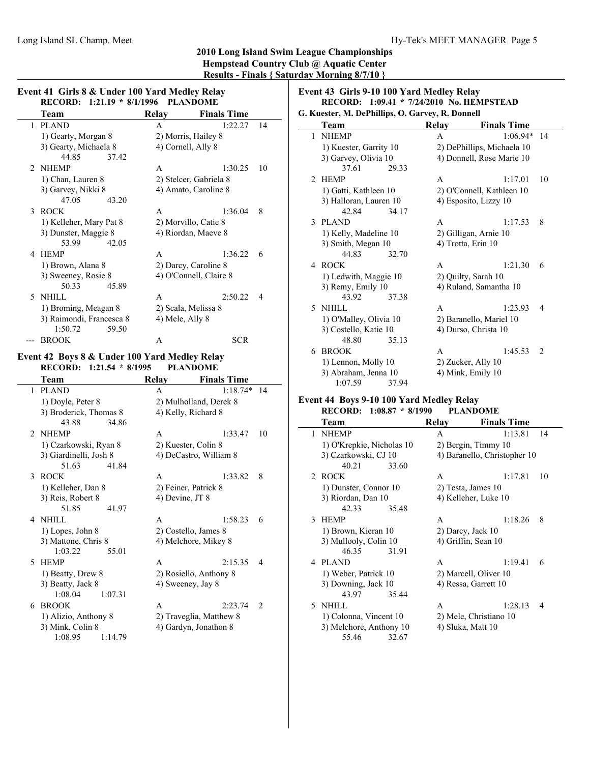# 2010 Long Island Swim League Championships
## Hempstead Country Club @ Aquatic Center
### Results - Finals { Saturday Morning 8/7/10 }

### Event 41 Girls 8 & Under 100 Yard Medley Relay

**RECORD: 1:21.19 * 8/1/1996 PLANDOME**

| | Team | Relay | Finals Time | |
|---|---|---|---|---|
| 1 | PLAND | A | 1:22.27 | 14 |
| | 1) Gearty, Morgan 8 | 2) Morris, Hailey 8 | | |
| | 3) Gearty, Michaela 8 | 4) Cornell, Ally 8 | | |
| | 44.85 37.42 | | | |
| 2 | NHEMP | A | 1:30.25 | 10 |
| | 1) Chan, Lauren 8 | 2) Stelcer, Gabriela 8 | | |
| | 3) Garvey, Nikki 8 | 4) Amato, Caroline 8 | | |
| | 47.05 43.20 | | | |
| 3 | ROCK | A | 1:36.04 | 8 |
| | 1) Kelleher, Mary Pat 8 | 2) Morvillo, Catie 8 | | |
| | 3) Dunster, Maggie 8 | 4) Riordan, Maeve 8 | | |
| | 53.99 42.05 | | | |
| 4 | HEMP | A | 1:36.22 | 6 |
| | 1) Brown, Alana 8 | 2) Darcy, Caroline 8 | | |
| | 3) Sweeney, Rosie 8 | 4) O'Connell, Claire 8 | | |
| | 50.33 45.89 | | | |
| 5 | NHILL | A | 2:50.22 | 4 |
| | 1) Broming, Meagan 8 | 2) Scala, Melissa 8 | | |
| | 3) Raimondi, Francesca 8 | 4) Mele, Ally 8 | | |
| | 1:50.72 59.50 | | | |
| --- | BROOK | A | SCR | |

### Event 42 Boys 8 & Under 100 Yard Medley Relay

**RECORD: 1:21.54 * 8/1995 PLANDOME**

| | Team | Relay | Finals Time | |
|---|---|---|---|---|
| 1 | PLAND | A | 1:18.74* | 14 |
| | 1) Doyle, Peter 8 | 2) Mulholland, Derek 8 | | |
| | 3) Broderick, Thomas 8 | 4) Kelly, Richard 8 | | |
| | 43.88 34.86 | | | |
| 2 | NHEMP | A | 1:33.47 | 10 |
| | 1) Czarkowski, Ryan 8 | 2) Kuester, Colin 8 | | |
| | 3) Giardinelli, Josh 8 | 4) DeCastro, William 8 | | |
| | 51.63 41.84 | | | |
| 3 | ROCK | A | 1:33.82 | 8 |
| | 1) Kelleher, Dan 8 | 2) Feiner, Patrick 8 | | |
| | 3) Reis, Robert 8 | 4) Devine, JT 8 | | |
| | 51.85 41.97 | | | |
| 4 | NHILL | A | 1:58.23 | 6 |
| | 1) Lopes, John 8 | 2) Costello, James 8 | | |
| | 3) Mattone, Chris 8 | 4) Melchore, Mikey 8 | | |
| | 1:03.22 55.01 | | | |
| 5 | HEMP | A | 2:15.35 | 4 |
| | 1) Beatty, Drew 8 | 2) Rosiello, Anthony 8 | | |
| | 3) Beatty, Jack 8 | 4) Sweeney, Jay 8 | | |
| | 1:08.04 1:07.31 | | | |
| 6 | BROOK | A | 2:23.74 | 2 |
| | 1) Alizio, Anthony 8 | 2) Traveglia, Matthew 8 | | |
| | 3) Mink, Colin 8 | 4) Gardyn, Jonathon 8 | | |
| | 1:08.95 1:14.79 | | | |

### Event 43 Girls 9-10 100 Yard Medley Relay

**RECORD: 1:09.41 * 7/24/2010 No. HEMPSTEAD**
**G. Kuester, M. DePhillips, O. Garvey, R. Donnell**

| | Team | Relay | Finals Time | |
|---|---|---|---|---|
| 1 | NHEMP | A | 1:06.94* | 14 |
| | 1) Kuester, Garrity 10 | 2) DePhillips, Michaela 10 | | |
| | 3) Garvey, Olivia 10 | 4) Donnell, Rose Marie 10 | | |
| | 37.61 29.33 | | | |
| 2 | HEMP | A | 1:17.01 | 10 |
| | 1) Gatti, Kathleen 10 | 2) O'Connell, Kathleen 10 | | |
| | 3) Halloran, Lauren 10 | 4) Esposito, Lizzy 10 | | |
| | 42.84 34.17 | | | |
| 3 | PLAND | A | 1:17.53 | 8 |
| | 1) Kelly, Madeline 10 | 2) Gilligan, Arnie 10 | | |
| | 3) Smith, Megan 10 | 4) Trotta, Erin 10 | | |
| | 44.83 32.70 | | | |
| 4 | ROCK | A | 1:21.30 | 6 |
| | 1) Ledwith, Maggie 10 | 2) Quilty, Sarah 10 | | |
| | 3) Remy, Emily 10 | 4) Ruland, Samantha 10 | | |
| | 43.92 37.38 | | | |
| 5 | NHILL | A | 1:23.93 | 4 |
| | 1) O'Malley, Olivia 10 | 2) Baranello, Mariel 10 | | |
| | 3) Costello, Katie 10 | 4) Durso, Christa 10 | | |
| | 48.80 35.13 | | | |
| 6 | BROOK | A | 1:45.53 | 2 |
| | 1) Lennon, Molly 10 | 2) Zucker, Ally 10 | | |
| | 3) Abraham, Jenna 10 | 4) Mink, Emily 10 | | |
| | 1:07.59 37.94 | | | |

### Event 44 Boys 9-10 100 Yard Medley Relay

**RECORD: 1:08.87 * 8/1990 PLANDOME**

| | Team | Relay | Finals Time | |
|---|---|---|---|---|
| 1 | NHEMP | A | 1:13.81 | 14 |
| | 1) O'Krepkie, Nicholas 10 | 2) Bergin, Timmy 10 | | |
| | 3) Czarkowski, CJ 10 | 4) Baranello, Christopher 10 | | |
| | 40.21 33.60 | | | |
| 2 | ROCK | A | 1:17.81 | 10 |
| | 1) Dunster, Connor 10 | 2) Testa, James 10 | | |
| | 3) Riordan, Dan 10 | 4) Kelleher, Luke 10 | | |
| | 42.33 35.48 | | | |
| 3 | HEMP | A | 1:18.26 | 8 |
| | 1) Brown, Kieran 10 | 2) Darcy, Jack 10 | | |
| | 3) Mullooly, Colin 10 | 4) Griffin, Sean 10 | | |
| | 46.35 31.91 | | | |
| 4 | PLAND | A | 1:19.41 | 6 |
| | 1) Weber, Patrick 10 | 2) Marcell, Oliver 10 | | |
| | 3) Downing, Jack 10 | 4) Ressa, Garrett 10 | | |
| | 43.97 35.44 | | | |
| 5 | NHILL | A | 1:28.13 | 4 |
| | 1) Colonna, Vincent 10 | 2) Mele, Christiano 10 | | |
| | 3) Melchore, Anthony 10 | 4) Sluka, Matt 10 | | |
| | 55.46 32.67 | | | |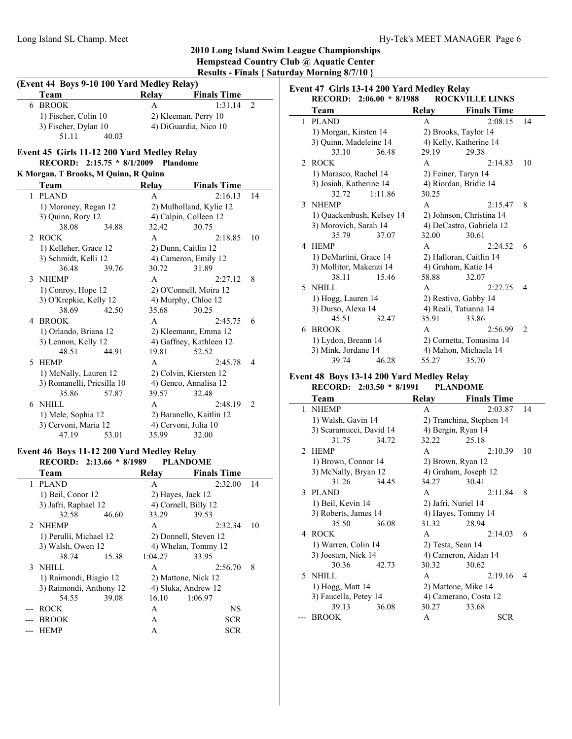## 2010 Long Island Swim League Championships
## Hempstead Country Club @ Aquatic Center
## Results - Finals { Saturday Morning 8/7/10 }

### (Event 44 Boys 9-10 100 Yard Medley Relay)

| | Team | Relay | Finals Time | |
|---|---|---|---|---|
| 6 | BROOK | A | 1:31.14 | 2 |
| | 1) Fischer, Colin 10 | 2) Kleeman, Perry 10 | | |
| | 3) Fischer, Dylan 10 | 4) DiGuardia, Nico 10 | | |
| | 51.11 40.03 | | | |

### Event 45 Girls 11-12 200 Yard Medley Relay

**RECORD: 2:15.75 * 8/1/2009 Plandome**

**K Morgan, T Brooks, M Quinn, R Quinn**

| | Team | Relay | Finals Time | |
|---|---|---|---|---|
| 1 | PLAND | A | 2:16.13 | 14 |
| | 1) Moroney, Regan 12 | 2) Mulholland, Kylie 12 | | |
| | 3) Quinn, Rory 12 | 4) Calpin, Colleen 12 | | |
| | 38.08 34.88 | 32.42 30.75 | | |
| 2 | ROCK | A | 2:18.85 | 10 |
| | 1) Kelleher, Grace 12 | 2) Dunn, Caitlin 12 | | |
| | 3) Schmidt, Kelli 12 | 4) Cameron, Emily 12 | | |
| | 36.48 39.76 | 30.72 31.89 | | |
| 3 | NHEMP | A | 2:27.12 | 8 |
| | 1) Conroy, Hope 12 | 2) O'Connell, Moira 12 | | |
| | 3) O'Krepkie, Kelly 12 | 4) Murphy, Chloe 12 | | |
| | 38.69 42.50 | 35.68 30.25 | | |
| 4 | BROOK | A | 2:45.75 | 6 |
| | 1) Orlando, Briana 12 | 2) Kleemann, Emma 12 | | |
| | 3) Lennon, Kelly 12 | 4) Gaffney, Kathleen 12 | | |
| | 48.51 44.91 | 19.81 52.52 | | |
| 5 | HEMP | A | 2:45.78 | 4 |
| | 1) McNally, Lauren 12 | 2) Colvin, Kiersten 12 | | |
| | 3) Romanelli, Pricsilla 10 | 4) Genco, Annalisa 12 | | |
| | 35.86 57.87 | 39.57 32.48 | | |
| 6 | NHILL | A | 2:48.19 | 2 |
| | 1) Mele, Sophia 12 | 2) Baranello, Kaitlin 12 | | |
| | 3) Cervoni, Maria 12 | 4) Cervoni, Julia 10 | | |
| | 47.19 53.01 | 35.99 32.00 | | |

### Event 46 Boys 11-12 200 Yard Medley Relay

**RECORD: 2:13.66 * 8/1989 PLANDOME**

| | Team | Relay | Finals Time | |
|---|---|---|---|---|
| 1 | PLAND | A | 2:32.00 | 14 |
| | 1) Beil, Conor 12 | 2) Hayes, Jack 12 | | |
| | 3) Jafri, Raphael 12 | 4) Cornell, Billy 12 | | |
| | 32.58 46.60 | 33.29 39.53 | | |
| 2 | NHEMP | A | 2:32.34 | 10 |
| | 1) Perulli, Michael 12 | 2) Donnell, Steven 12 | | |
| | 3) Walsh, Owen 12 | 4) Whelan, Tommy 12 | | |
| | 38.74 15.38 | 1:04.27 33.95 | | |
| 3 | NHILL | A | 2:56.70 | 8 |
| | 1) Raimondi, Biagio 12 | 2) Mattone, Nick 12 | | |
| | 3) Raimondi, Anthony 12 | 4) Sluka, Andrew 12 | | |
| | 54.55 39.08 | 16.10 1:06.97 | | |
| --- | ROCK | A | NS | |
| --- | BROOK | A | SCR | |
| --- | HEMP | A | SCR | |

### Event 47 Girls 13-14 200 Yard Medley Relay

**RECORD: 2:06.00 * 8/1988 ROCKVILLE LINKS**

| | Team | Relay | Finals Time | |
|---|---|---|---|---|
| 1 | PLAND | A | 2:08.15 | 14 |
| | 1) Morgan, Kirsten 14 | 2) Brooks, Taylor 14 | | |
| | 3) Quinn, Madeleine 14 | 4) Kelly, Katherine 14 | | |
| | 33.10 36.48 | 29.19 29.38 | | |
| 2 | ROCK | A | 2:14.83 | 10 |
| | 1) Marasco, Rachel 14 | 2) Feiner, Taryn 14 | | |
| | 3) Josiah, Katherine 14 | 4) Riordan, Bridie 14 | | |
| | 32.72 1:11.86 | 30.25 | | |
| 3 | NHEMP | A | 2:15.47 | 8 |
| | 1) Quackenbush, Kelsey 14 | 2) Johnson, Christina 14 | | |
| | 3) Morovich, Sarah 14 | 4) DeCastro, Gabriela 12 | | |
| | 35.79 37.07 | 32.00 30.61 | | |
| 4 | HEMP | A | 2:24.52 | 6 |
| | 1) DeMartini, Grace 14 | 2) Halloran, Caitlin 14 | | |
| | 3) Mollitor, Makenzi 14 | 4) Graham, Katie 14 | | |
| | 38.11 15.46 | 58.88 32.07 | | |
| 5 | NHILL | A | 2:27.75 | 4 |
| | 1) Hogg, Lauren 14 | 2) Restivo, Gabby 14 | | |
| | 3) Durso, Alexa 14 | 4) Reali, Tatianna 14 | | |
| | 45.51 32.47 | 35.91 33.86 | | |
| 6 | BROOK | A | 2:56.99 | 2 |
| | 1) Lydon, Breann 14 | 2) Cornetta, Tomasina 14 | | |
| | 3) Mink, Jordane 14 | 4) Mahon, Michaela 14 | | |
| | 39.74 46.28 | 55.27 35.70 | | |

### Event 48 Boys 13-14 200 Yard Medley Relay

**RECORD: 2:03.50 * 8/1991 PLANDOME**

| | Team | Relay | Finals Time | |
|---|---|---|---|---|
| 1 | NHEMP | A | 2:03.87 | 14 |
| | 1) Walsh, Gavin 14 | 2) Tranchina, Stephen 14 | | |
| | 3) Scaramucci, David 14 | 4) Bergin, Ryan 14 | | |
| | 31.75 34.72 | 32.22 25.18 | | |
| 2 | HEMP | A | 2:10.39 | 10 |
| | 1) Brown, Connor 14 | 2) Brown, Ryan 12 | | |
| | 3) McNally, Bryan 12 | 4) Graham, Joseph 12 | | |
| | 31.26 34.45 | 34.27 30.41 | | |
| 3 | PLAND | A | 2:11.84 | 8 |
| | 1) Beil, Kevin 14 | 2) Jafri, Nuriel 14 | | |
| | 3) Roberts, James 14 | 4) Hayes, Tommy 14 | | |
| | 35.50 36.08 | 31.32 28.94 | | |
| 4 | ROCK | A | 2:14.03 | 6 |
| | 1) Warren, Colin 14 | 2) Testa, Sean 14 | | |
| | 3) Joesten, Nick 14 | 4) Cameron, Aidan 14 | | |
| | 30.36 42.73 | 30.32 30.62 | | |
| 5 | NHILL | A | 2:19.16 | 4 |
| | 1) Hogg, Matt 14 | 2) Mattone, Mike 14 | | |
| | 3) Faucella, Petey 14 | 4) Camerano, Costa 12 | | |
| | 39.13 36.08 | 30.27 33.68 | | |
| --- | BROOK | A | SCR | |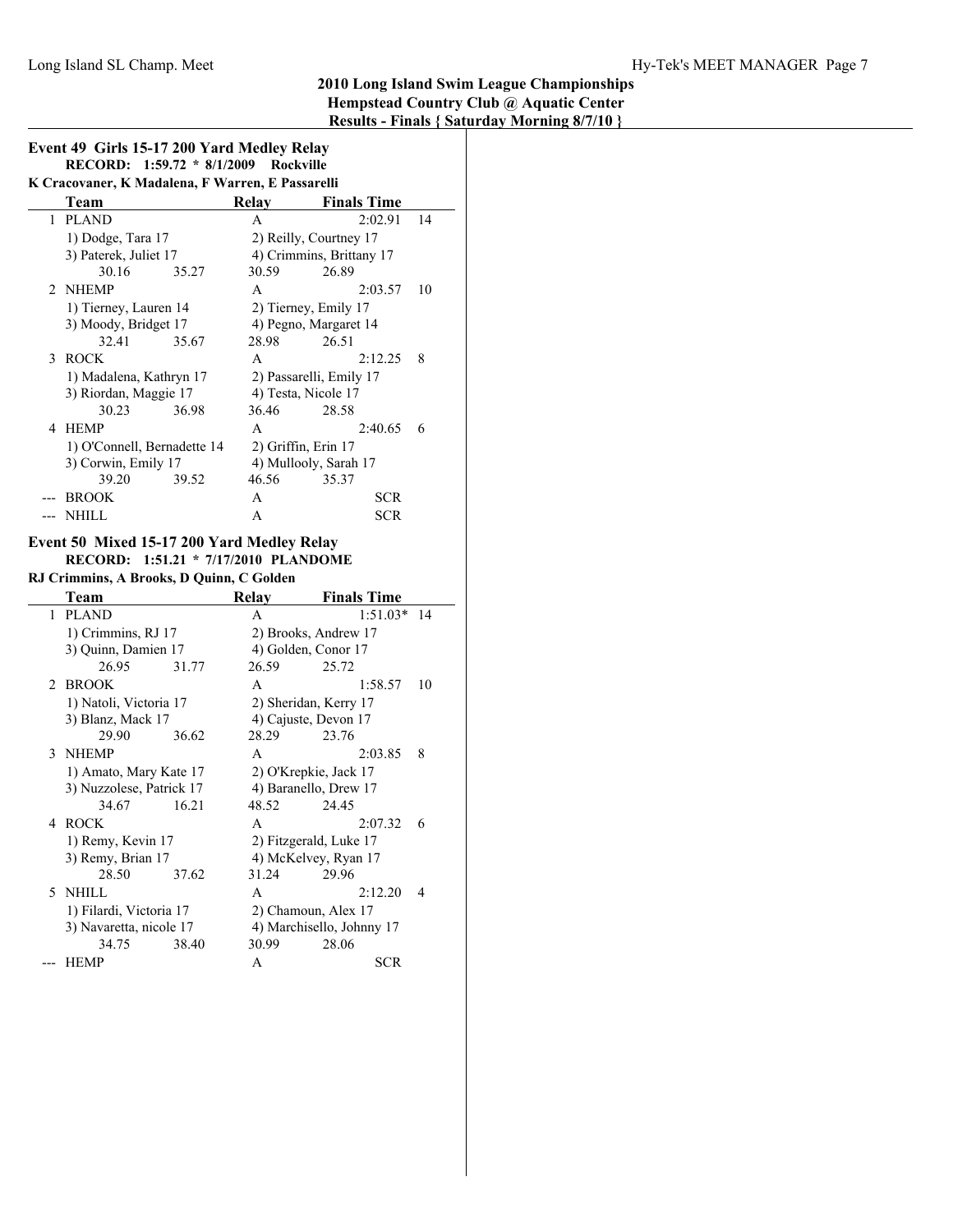## 2010 Long Island Swim League Championships
## Hempstead Country Club @ Aquatic Center
## Results - Finals { Saturday Morning 8/7/10 }

### Event 49 Girls 15-17 200 Yard Medley Relay

**RECORD: 1:59.72 * 8/1/2009 Rockville**
**K Cracovaner, K Madalena, F Warren, E Passarelli**

| | Team | Relay | Finals Time | |
|---|---|---|---|---|
| 1 | PLAND | A | 2:02.91 | 14 |
| | 1) Dodge, Tara 17 | 2) Reilly, Courtney 17 | | |
| | 3) Paterek, Juliet 17 | 4) Crimmins, Brittany 17 | | |
| | 30.16 35.27 | 30.59 26.89 | | |
| 2 | NHEMP | A | 2:03.57 | 10 |
| | 1) Tierney, Lauren 14 | 2) Tierney, Emily 17 | | |
| | 3) Moody, Bridget 17 | 4) Pegno, Margaret 14 | | |
| | 32.41 35.67 | 28.98 26.51 | | |
| 3 | ROCK | A | 2:12.25 | 8 |
| | 1) Madalena, Kathryn 17 | 2) Passarelli, Emily 17 | | |
| | 3) Riordan, Maggie 17 | 4) Testa, Nicole 17 | | |
| | 30.23 36.98 | 36.46 28.58 | | |
| 4 | HEMP | A | 2:40.65 | 6 |
| | 1) O'Connell, Bernadette 14 | 2) Griffin, Erin 17 | | |
| | 3) Corwin, Emily 17 | 4) Mullooly, Sarah 17 | | |
| | 39.20 39.52 | 46.56 35.37 | | |
| --- | BROOK | A | SCR | |
| --- | NHILL | A | SCR | |

### Event 50 Mixed 15-17 200 Yard Medley Relay

**RECORD: 1:51.21 * 7/17/2010 PLANDOME**
**RJ Crimmins, A Brooks, D Quinn, C Golden**

| | Team | Relay | Finals Time | |
|---|---|---|---|---|
| 1 | PLAND | A | 1:51.03* | 14 |
| | 1) Crimmins, RJ 17 | 2) Brooks, Andrew 17 | | |
| | 3) Quinn, Damien 17 | 4) Golden, Conor 17 | | |
| | 26.95 31.77 | 26.59 25.72 | | |
| 2 | BROOK | A | 1:58.57 | 10 |
| | 1) Natoli, Victoria 17 | 2) Sheridan, Kerry 17 | | |
| | 3) Blanz, Mack 17 | 4) Cajuste, Devon 17 | | |
| | 29.90 36.62 | 28.29 23.76 | | |
| 3 | NHEMP | A | 2:03.85 | 8 |
| | 1) Amato, Mary Kate 17 | 2) O'Krepkie, Jack 17 | | |
| | 3) Nuzzolese, Patrick 17 | 4) Baranello, Drew 17 | | |
| | 34.67 16.21 | 48.52 24.45 | | |
| 4 | ROCK | A | 2:07.32 | 6 |
| | 1) Remy, Kevin 17 | 2) Fitzgerald, Luke 17 | | |
| | 3) Remy, Brian 17 | 4) McKelvey, Ryan 17 | | |
| | 28.50 37.62 | 31.24 29.96 | | |
| 5 | NHILL | A | 2:12.20 | 4 |
| | 1) Filardi, Victoria 17 | 2) Chamoun, Alex 17 | | |
| | 3) Navaretta, nicole 17 | 4) Marchisello, Johnny 17 | | |
| | 34.75 38.40 | 30.99 28.06 | | |
| --- | HEMP | A | SCR | |